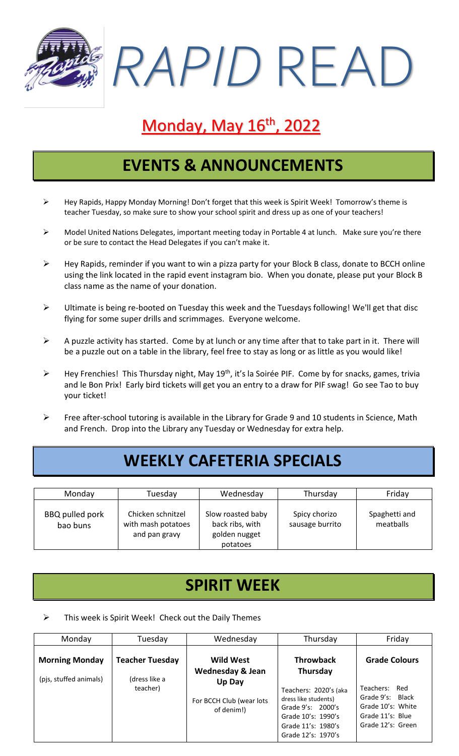# RAPID READ

## Monday, May 16th, 2022

## EVENTS & ANNOUNCEMENTS

- Hey Rapids, Happy Monday Morning! Don't forget that this week is Spirit Week! Tomorrow's theme is teacher Tuesday, so make sure to show your school spirit and dress up as one of your teachers!
- Model United Nations Delegates, important meeting today in Portable 4 at lunch. Make sure you're there or be sure to contact the Head Delegates if you can't make it.
- Hey Rapids, reminder if you want to win a pizza party for your Block B class, donate to BCCH online using the link located in the rapid event instagram bio. When you donate, please put your Block B class name as the name of your donation.
- Ultimate is being re-booted on Tuesday this week and the Tuesdays following! We'll get that disc flying for some super drills and scrimmages. Everyone welcome.
- A puzzle activity has started. Come by at lunch or any time after that to take part in it. There will be a puzzle out on a table in the library, feel free to stay as long or as little as you would like!
- Hey Frenchies! This Thursday night, May 19th, it's la Soirée PIF. Come by for snacks, games, trivia and le Bon Prix! Early bird tickets will get you an entry to a draw for PIF swag! Go see Tao to buy your ticket!
- Free after-school tutoring is available in the Library for Grade 9 and 10 students in Science, Math and French. Drop into the Library any Tuesday or Wednesday for extra help.

## WEEKLY CAFETERIA SPECIALS

| Monday | Tuesday | Wednesday | Thursday | Friday |
|---|---|---|---|---|
| BBQ pulled pork bao buns | Chicken schnitzel with mash potatoes and pan gravy | Slow roasted baby back ribs, with golden nugget potatoes | Spicy chorizo sausage burrito | Spaghetti and meatballs |

## SPIRIT WEEK

- This week is Spirit Week! Check out the Daily Themes

| Monday | Tuesday | Wednesday | Thursday | Friday |
|---|---|---|---|---|
| **Morning Monday**<br>(pjs, stuffed animals) | **Teacher Tuesday**<br>(dress like a teacher) | **Wild West Wednesday & Jean Up Day**<br>For BCCH Club (wear lots of denim!) | **Throwback Thursday**<br>Teachers: 2020's (aka dress like students)<br>Grade 9's: 2000's<br>Grade 10's: 1990's<br>Grade 11's: 1980's<br>Grade 12's: 1970's | **Grade Colours**<br>Teachers: Red<br>Grade 9's: Black<br>Grade 10's: White<br>Grade 11's: Blue<br>Grade 12's: Green |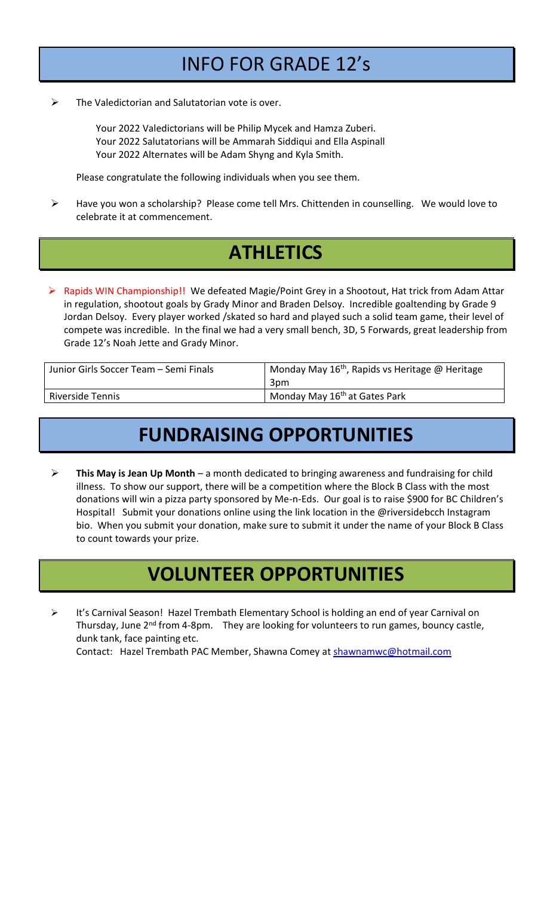# INFO FOR GRADE 12's

- The Valedictorian and Salutatorian vote is over.

  Your 2022 Valedictorians will be Philip Mycek and Hamza Zuberi.
  Your 2022 Salutatorians will be Ammarah Siddiqui and Ella Aspinall
  Your 2022 Alternates will be Adam Shyng and Kyla Smith.

  Please congratulate the following individuals when you see them.

- Have you won a scholarship? Please come tell Mrs. Chittenden in counselling. We would love to celebrate it at commencement.

# ATHLETICS

- Rapids WIN Championship!! We defeated Magie/Point Grey in a Shootout, Hat trick from Adam Attar in regulation, shootout goals by Grady Minor and Braden Delsoy. Incredible goaltending by Grade 9 Jordan Delsoy. Every player worked /skated so hard and played such a solid team game, their level of compete was incredible. In the final we had a very small bench, 3D, 5 Forwards, great leadership from Grade 12's Noah Jette and Grady Minor.

| | |
|---|---|
| Junior Girls Soccer Team – Semi Finals | Monday May 16th, Rapids vs Heritage @ Heritage 3pm |
| Riverside Tennis | Monday May 16th at Gates Park |

# FUNDRAISING OPPORTUNITIES

- **This May is Jean Up Month** – a month dedicated to bringing awareness and fundraising for child illness. To show our support, there will be a competition where the Block B Class with the most donations will win a pizza party sponsored by Me-n-Eds. Our goal is to raise $900 for BC Children's Hospital! Submit your donations online using the link location in the @riversidebcch Instagram bio. When you submit your donation, make sure to submit it under the name of your Block B Class to count towards your prize.

# VOLUNTEER OPPORTUNITIES

- It's Carnival Season! Hazel Trembath Elementary School is holding an end of year Carnival on Thursday, June 2nd from 4-8pm. They are looking for volunteers to run games, bouncy castle, dunk tank, face painting etc.
  Contact: Hazel Trembath PAC Member, Shawna Comey at shawnamwc@hotmail.com